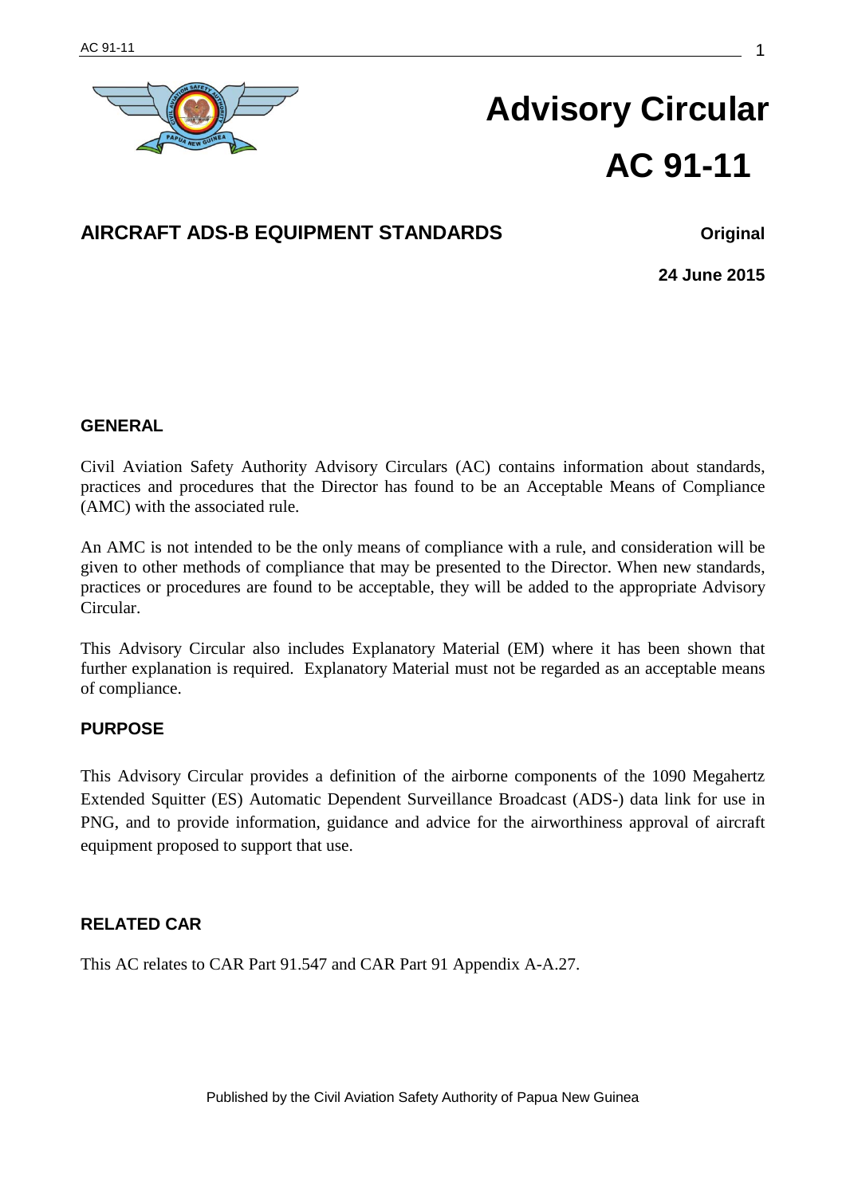# Advisory Circular

# AC 91-11

## AIRCRAFT ADS-B EQUIPMENT STANDARDS

**Original**

**24 June 2015**

### GENERAL

Civil Aviation Safety Authority Advisory Circulars (AC) contains information about standards, practices and procedures that the Director has found to be an Acceptable Means of Compliance (AMC) with the associated rule.

An AMC is not intended to be the only means of compliance with a rule, and consideration will be given to other methods of compliance that may be presented to the Director. When new standards, practices or procedures are found to be acceptable, they will be added to the appropriate Advisory Circular.

This Advisory Circular also includes Explanatory Material (EM) where it has been shown that further explanation is required. Explanatory Material must not be regarded as an acceptable means of compliance.

### PURPOSE

This Advisory Circular provides a definition of the airborne components of the 1090 Megahertz Extended Squitter (ES) Automatic Dependent Surveillance Broadcast (ADS-) data link for use in PNG, and to provide information, guidance and advice for the airworthiness approval of aircraft equipment proposed to support that use.

### RELATED CAR

This AC relates to CAR Part 91.547 and CAR Part 91 Appendix A-A.27.

Published by the Civil Aviation Safety Authority of Papua New Guinea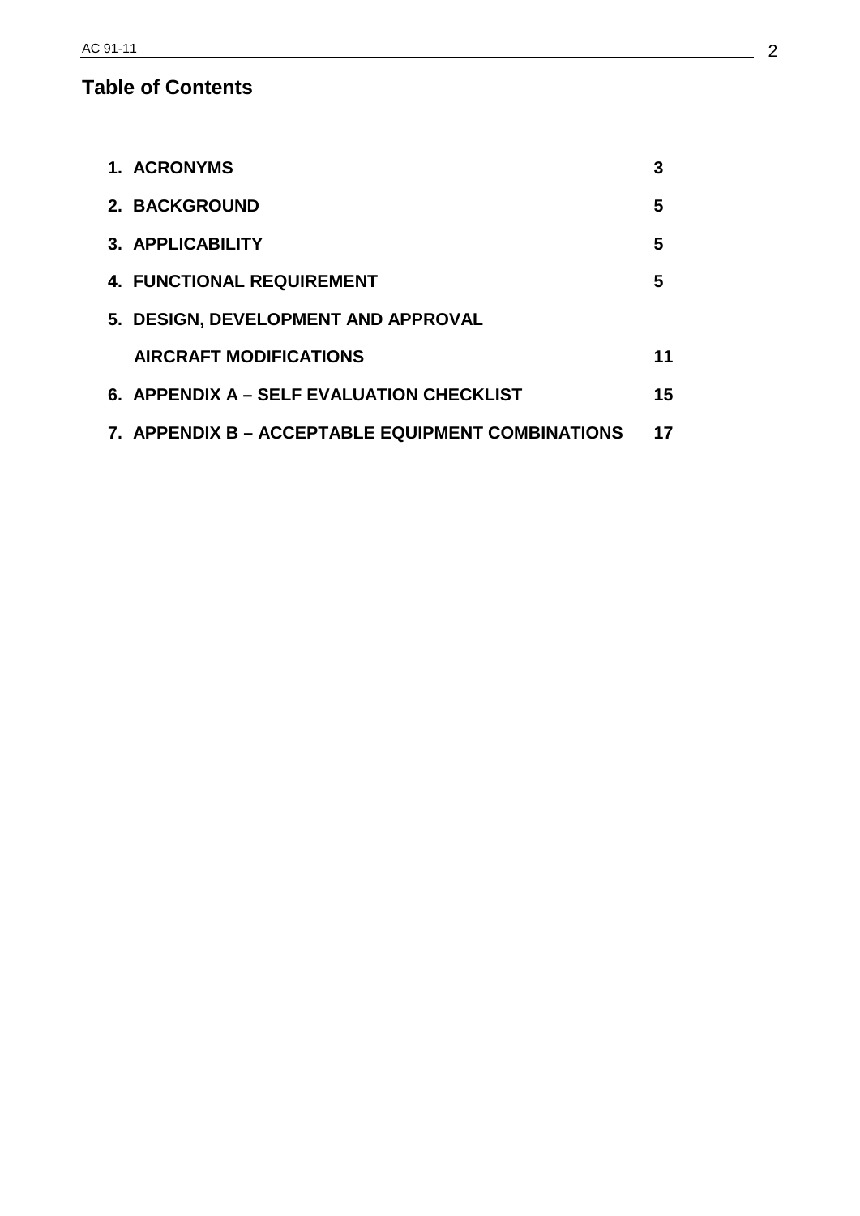# Table of Contents

| | |
|---|---|
| **1. ACRONYMS** | **3** |
| **2. BACKGROUND** | **5** |
| **3. APPLICABILITY** | **5** |
| **4. FUNCTIONAL REQUIREMENT** | **5** |
| **5. DESIGN, DEVELOPMENT AND APPROVAL AIRCRAFT MODIFICATIONS** | **11** |
| **6. APPENDIX A – SELF EVALUATION CHECKLIST** | **15** |
| **7. APPENDIX B – ACCEPTABLE EQUIPMENT COMBINATIONS** | **17** |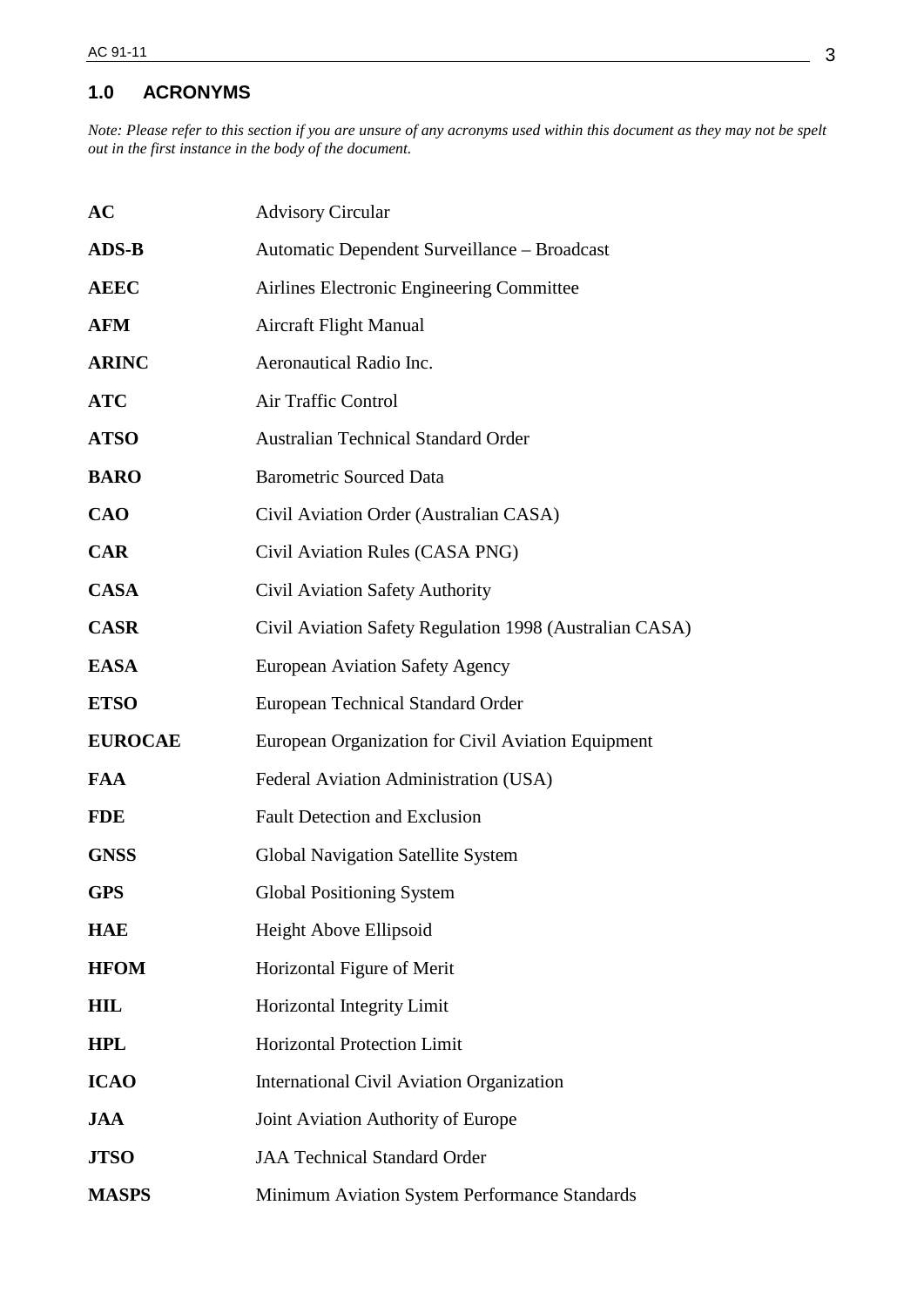## 1.0 ACRONYMS

*Note: Please refer to this section if you are unsure of any acronyms used within this document as they may not be spelt out in the first instance in the body of the document.*

| | |
|---|---|
| **AC** | Advisory Circular |
| **ADS-B** | Automatic Dependent Surveillance – Broadcast |
| **AEEC** | Airlines Electronic Engineering Committee |
| **AFM** | Aircraft Flight Manual |
| **ARINC** | Aeronautical Radio Inc. |
| **ATC** | Air Traffic Control |
| **ATSO** | Australian Technical Standard Order |
| **BARO** | Barometric Sourced Data |
| **CAO** | Civil Aviation Order (Australian CASA) |
| **CAR** | Civil Aviation Rules (CASA PNG) |
| **CASA** | Civil Aviation Safety Authority |
| **CASR** | Civil Aviation Safety Regulation 1998 (Australian CASA) |
| **EASA** | European Aviation Safety Agency |
| **ETSO** | European Technical Standard Order |
| **EUROCAE** | European Organization for Civil Aviation Equipment |
| **FAA** | Federal Aviation Administration (USA) |
| **FDE** | Fault Detection and Exclusion |
| **GNSS** | Global Navigation Satellite System |
| **GPS** | Global Positioning System |
| **HAE** | Height Above Ellipsoid |
| **HFOM** | Horizontal Figure of Merit |
| **HIL** | Horizontal Integrity Limit |
| **HPL** | Horizontal Protection Limit |
| **ICAO** | International Civil Aviation Organization |
| **JAA** | Joint Aviation Authority of Europe |
| **JTSO** | JAA Technical Standard Order |
| **MASPS** | Minimum Aviation System Performance Standards |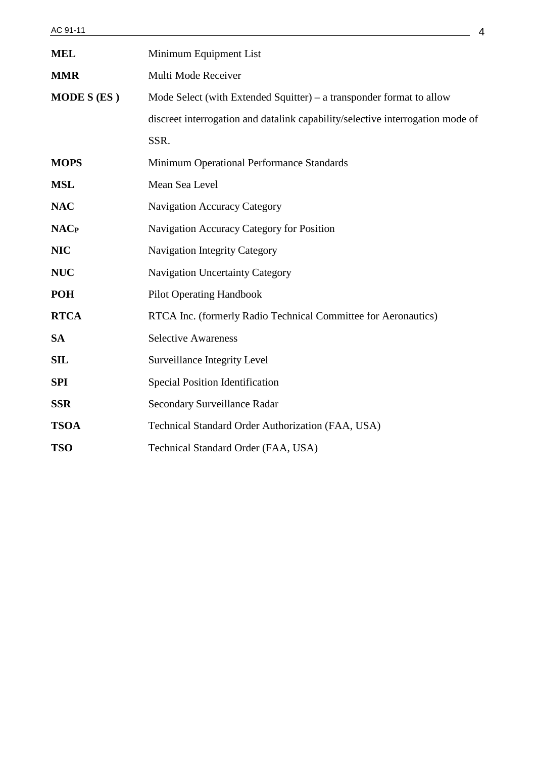| | |
|---|---|
| **MEL** | Minimum Equipment List |
| **MMR** | Multi Mode Receiver |
| **MODE S (ES )** | Mode Select (with Extended Squitter) – a transponder format to allow discreet interrogation and datalink capability/selective interrogation mode of SSR. |
| **MOPS** | Minimum Operational Performance Standards |
| **MSL** | Mean Sea Level |
| **NAC** | Navigation Accuracy Category |
| **$NAC_P$** | Navigation Accuracy Category for Position |
| **NIC** | Navigation Integrity Category |
| **NUC** | Navigation Uncertainty Category |
| **POH** | Pilot Operating Handbook |
| **RTCA** | RTCA Inc. (formerly Radio Technical Committee for Aeronautics) |
| **SA** | Selective Awareness |
| **SIL** | Surveillance Integrity Level |
| **SPI** | Special Position Identification |
| **SSR** | Secondary Surveillance Radar |
| **TSOA** | Technical Standard Order Authorization (FAA, USA) |
| **TSO** | Technical Standard Order (FAA, USA) |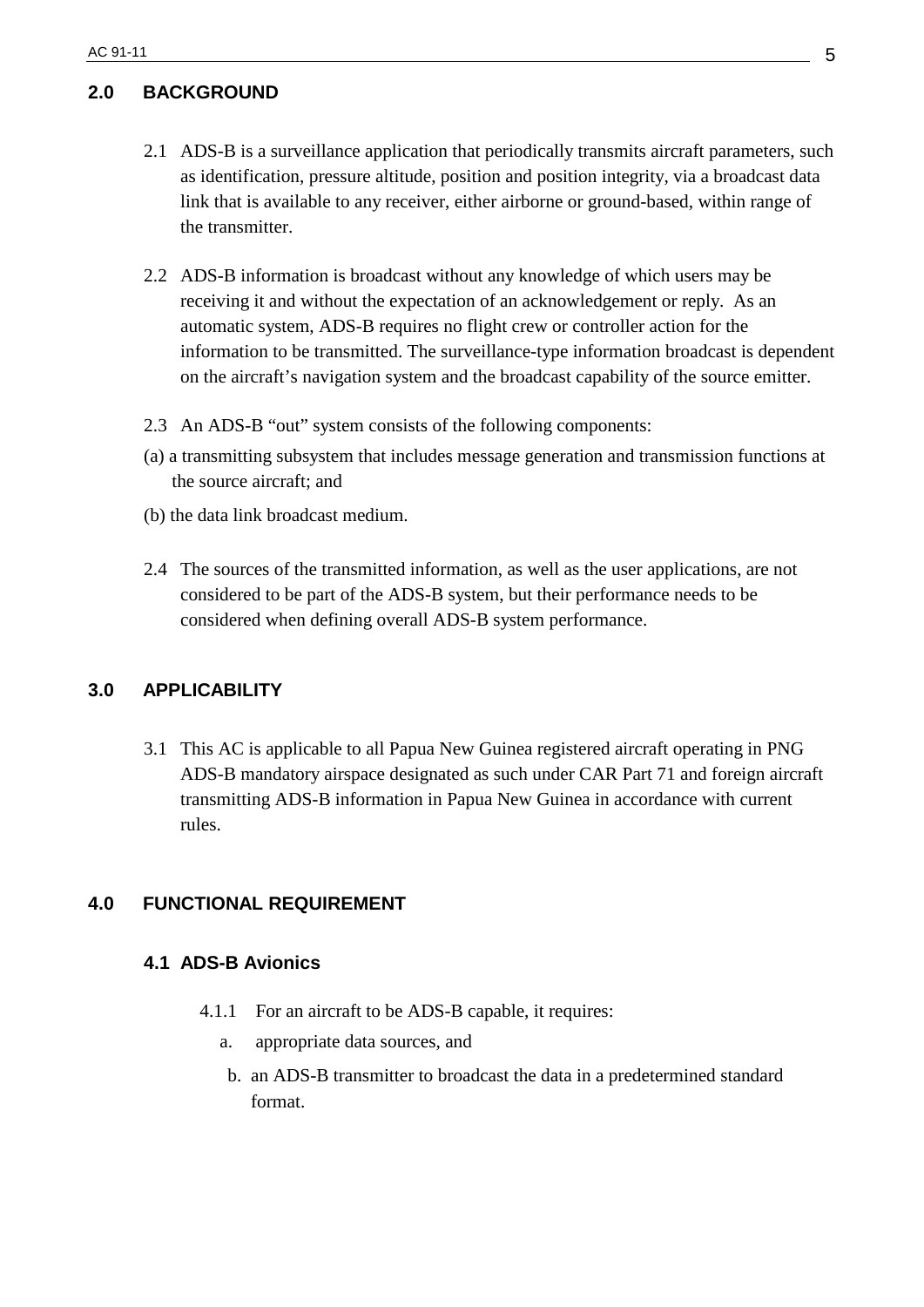## 2.0 BACKGROUND

2.1 ADS-B is a surveillance application that periodically transmits aircraft parameters, such as identification, pressure altitude, position and position integrity, via a broadcast data link that is available to any receiver, either airborne or ground-based, within range of the transmitter.

2.2 ADS-B information is broadcast without any knowledge of which users may be receiving it and without the expectation of an acknowledgement or reply. As an automatic system, ADS-B requires no flight crew or controller action for the information to be transmitted. The surveillance-type information broadcast is dependent on the aircraft's navigation system and the broadcast capability of the source emitter.

2.3 An ADS-B "out" system consists of the following components:

(a) a transmitting subsystem that includes message generation and transmission functions at the source aircraft; and

(b) the data link broadcast medium.

2.4 The sources of the transmitted information, as well as the user applications, are not considered to be part of the ADS-B system, but their performance needs to be considered when defining overall ADS-B system performance.

## 3.0 APPLICABILITY

3.1 This AC is applicable to all Papua New Guinea registered aircraft operating in PNG ADS-B mandatory airspace designated as such under CAR Part 71 and foreign aircraft transmitting ADS-B information in Papua New Guinea in accordance with current rules.

## 4.0 FUNCTIONAL REQUIREMENT

### 4.1 ADS-B Avionics

4.1.1 For an aircraft to be ADS-B capable, it requires:

a. appropriate data sources, and

b. an ADS-B transmitter to broadcast the data in a predetermined standard format.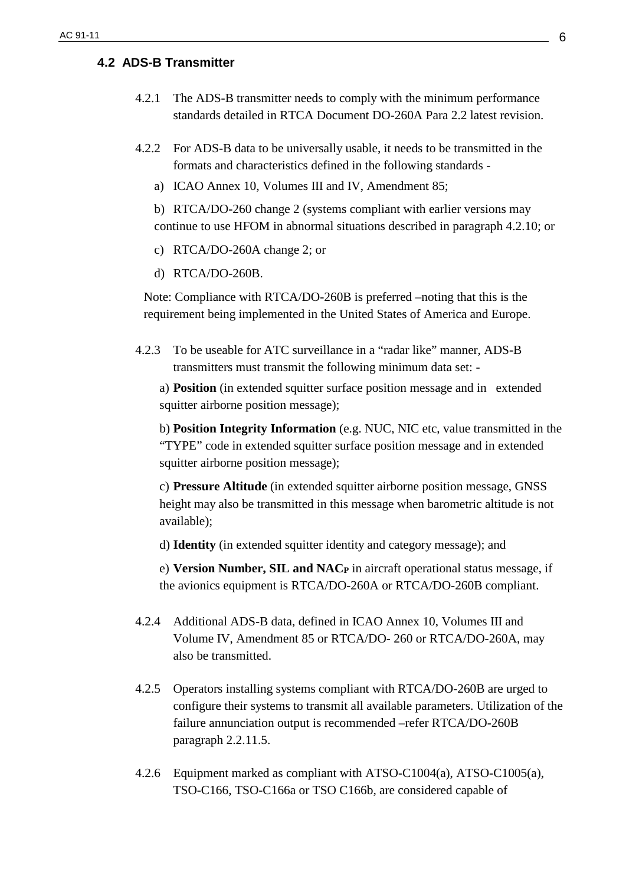## 4.2 ADS-B Transmitter

4.2.1 The ADS-B transmitter needs to comply with the minimum performance standards detailed in RTCA Document DO-260A Para 2.2 latest revision.

4.2.2 For ADS-B data to be universally usable, it needs to be transmitted in the formats and characteristics defined in the following standards -

a) ICAO Annex 10, Volumes III and IV, Amendment 85;

b) RTCA/DO-260 change 2 (systems compliant with earlier versions may continue to use HFOM in abnormal situations described in paragraph 4.2.10; or

c) RTCA/DO-260A change 2; or

d) RTCA/DO-260B.

Note: Compliance with RTCA/DO-260B is preferred –noting that this is the requirement being implemented in the United States of America and Europe.

4.2.3 To be useable for ATC surveillance in a "radar like" manner, ADS-B transmitters must transmit the following minimum data set: -

a) **Position** (in extended squitter surface position message and in extended squitter airborne position message);

b) **Position Integrity Information** (e.g. NUC, NIC etc, value transmitted in the "TYPE" code in extended squitter surface position message and in extended squitter airborne position message);

c) **Pressure Altitude** (in extended squitter airborne position message, GNSS height may also be transmitted in this message when barometric altitude is not available);

d) **Identity** (in extended squitter identity and category message); and

e) **Version Number, SIL and $NAC_P$** in aircraft operational status message, if the avionics equipment is RTCA/DO-260A or RTCA/DO-260B compliant.

4.2.4 Additional ADS-B data, defined in ICAO Annex 10, Volumes III and Volume IV, Amendment 85 or RTCA/DO- 260 or RTCA/DO-260A, may also be transmitted.

4.2.5 Operators installing systems compliant with RTCA/DO-260B are urged to configure their systems to transmit all available parameters. Utilization of the failure annunciation output is recommended –refer RTCA/DO-260B paragraph 2.2.11.5.

4.2.6 Equipment marked as compliant with ATSO-C1004(a), ATSO-C1005(a), TSO-C166, TSO-C166a or TSO C166b, are considered capable of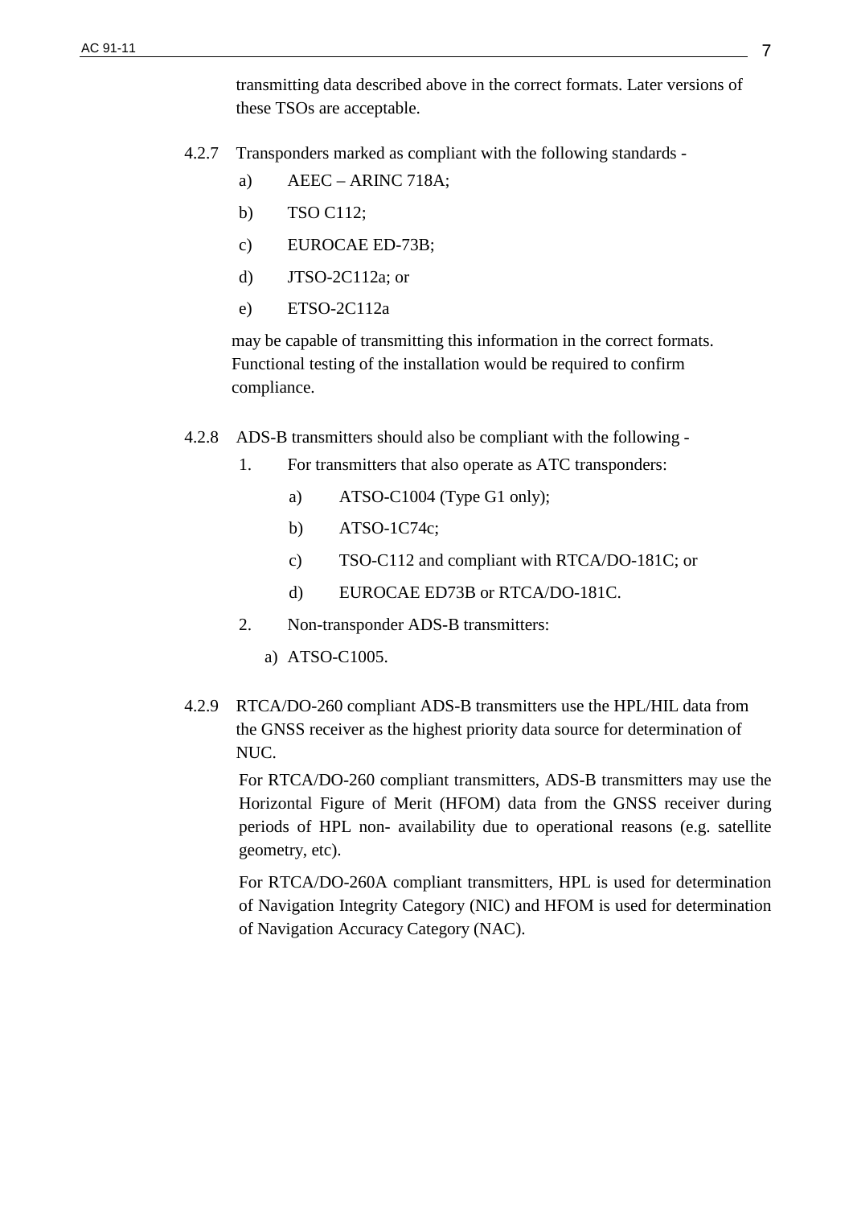transmitting data described above in the correct formats. Later versions of these TSOs are acceptable.

4.2.7 Transponders marked as compliant with the following standards -

a) AEEC – ARINC 718A;

b) TSO C112;

c) EUROCAE ED-73B;

d) JTSO-2C112a; or

e) ETSO-2C112a

may be capable of transmitting this information in the correct formats. Functional testing of the installation would be required to confirm compliance.

4.2.8 ADS-B transmitters should also be compliant with the following -

1. For transmitters that also operate as ATC transponders:

   a) ATSO-C1004 (Type G1 only);

   b) ATSO-1C74c;

   c) TSO-C112 and compliant with RTCA/DO-181C; or

   d) EUROCAE ED73B or RTCA/DO-181C.

2. Non-transponder ADS-B transmitters:

   a) ATSO-C1005.

4.2.9 RTCA/DO-260 compliant ADS-B transmitters use the HPL/HIL data from the GNSS receiver as the highest priority data source for determination of NUC.

For RTCA/DO-260 compliant transmitters, ADS-B transmitters may use the Horizontal Figure of Merit (HFOM) data from the GNSS receiver during periods of HPL non- availability due to operational reasons (e.g. satellite geometry, etc).

For RTCA/DO-260A compliant transmitters, HPL is used for determination of Navigation Integrity Category (NIC) and HFOM is used for determination of Navigation Accuracy Category (NAC).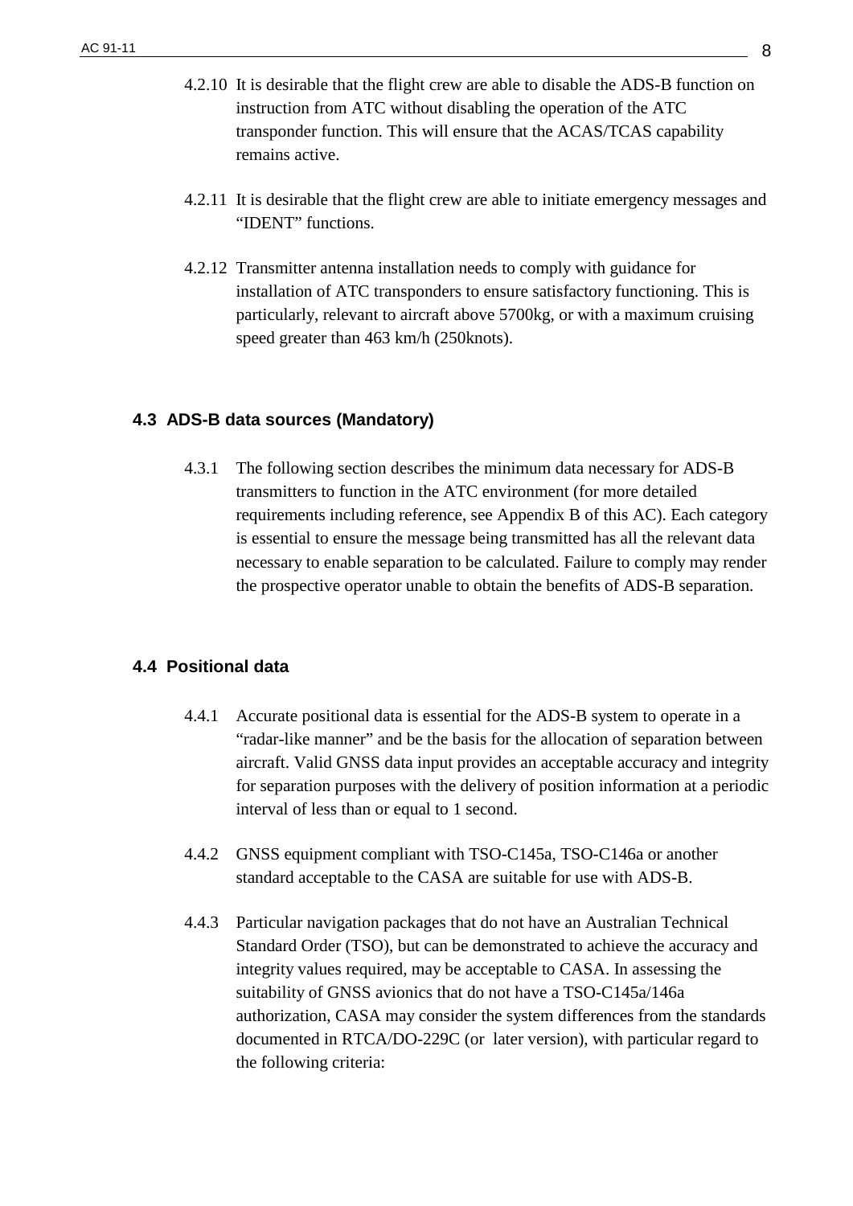4.2.10 It is desirable that the flight crew are able to disable the ADS-B function on instruction from ATC without disabling the operation of the ATC transponder function. This will ensure that the ACAS/TCAS capability remains active.

4.2.11 It is desirable that the flight crew are able to initiate emergency messages and "IDENT" functions.

4.2.12 Transmitter antenna installation needs to comply with guidance for installation of ATC transponders to ensure satisfactory functioning. This is particularly, relevant to aircraft above 5700kg, or with a maximum cruising speed greater than 463 km/h (250knots).

## 4.3 ADS-B data sources (Mandatory)

4.3.1 The following section describes the minimum data necessary for ADS-B transmitters to function in the ATC environment (for more detailed requirements including reference, see Appendix B of this AC). Each category is essential to ensure the message being transmitted has all the relevant data necessary to enable separation to be calculated. Failure to comply may render the prospective operator unable to obtain the benefits of ADS-B separation.

## 4.4 Positional data

4.4.1 Accurate positional data is essential for the ADS-B system to operate in a "radar-like manner" and be the basis for the allocation of separation between aircraft. Valid GNSS data input provides an acceptable accuracy and integrity for separation purposes with the delivery of position information at a periodic interval of less than or equal to 1 second.

4.4.2 GNSS equipment compliant with TSO-C145a, TSO-C146a or another standard acceptable to the CASA are suitable for use with ADS-B.

4.4.3 Particular navigation packages that do not have an Australian Technical Standard Order (TSO), but can be demonstrated to achieve the accuracy and integrity values required, may be acceptable to CASA. In assessing the suitability of GNSS avionics that do not have a TSO-C145a/146a authorization, CASA may consider the system differences from the standards documented in RTCA/DO-229C (or later version), with particular regard to the following criteria: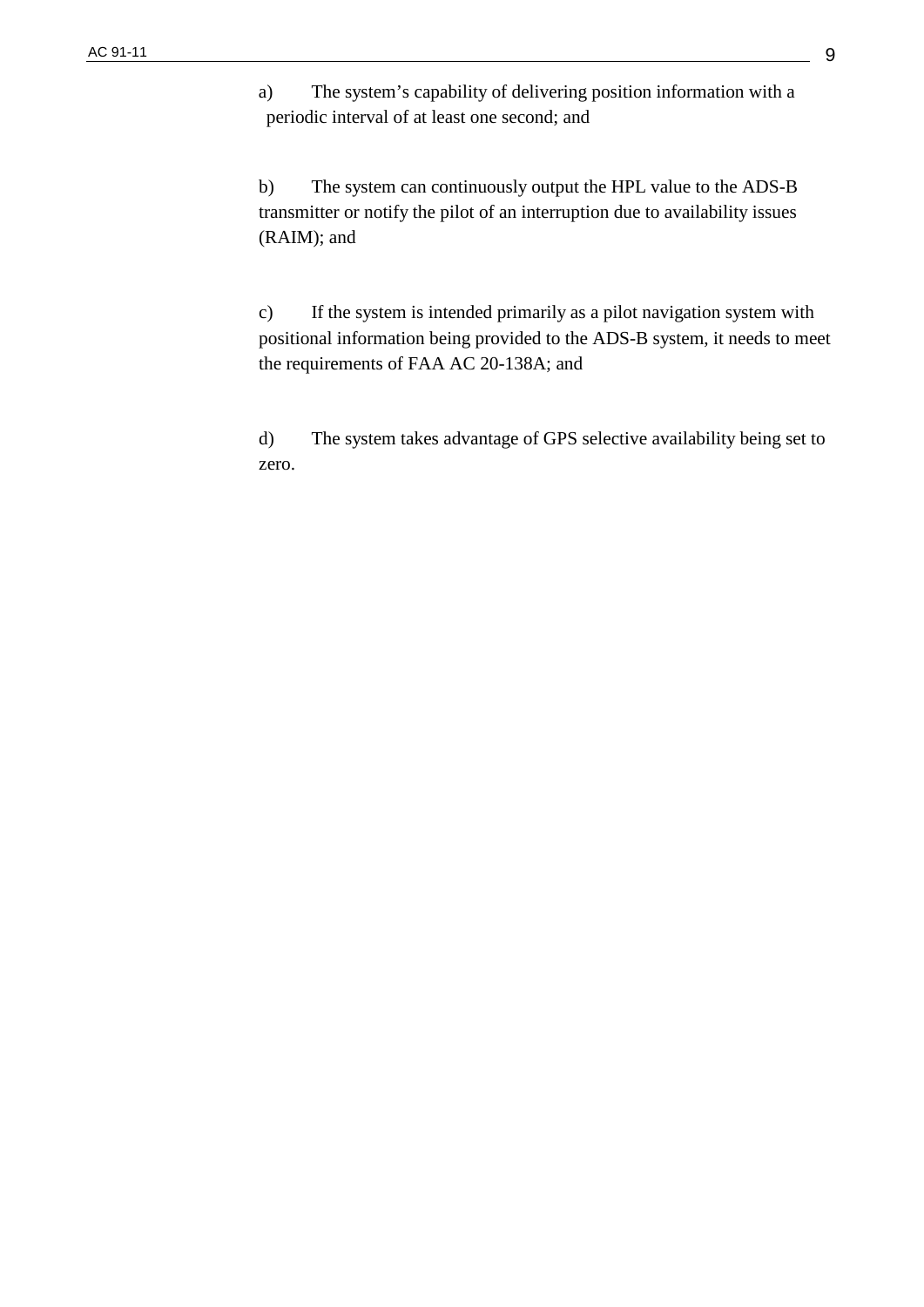a) The system's capability of delivering position information with a periodic interval of at least one second; and

b) The system can continuously output the HPL value to the ADS-B transmitter or notify the pilot of an interruption due to availability issues (RAIM); and

c) If the system is intended primarily as a pilot navigation system with positional information being provided to the ADS-B system, it needs to meet the requirements of FAA AC 20-138A; and

d) The system takes advantage of GPS selective availability being set to zero.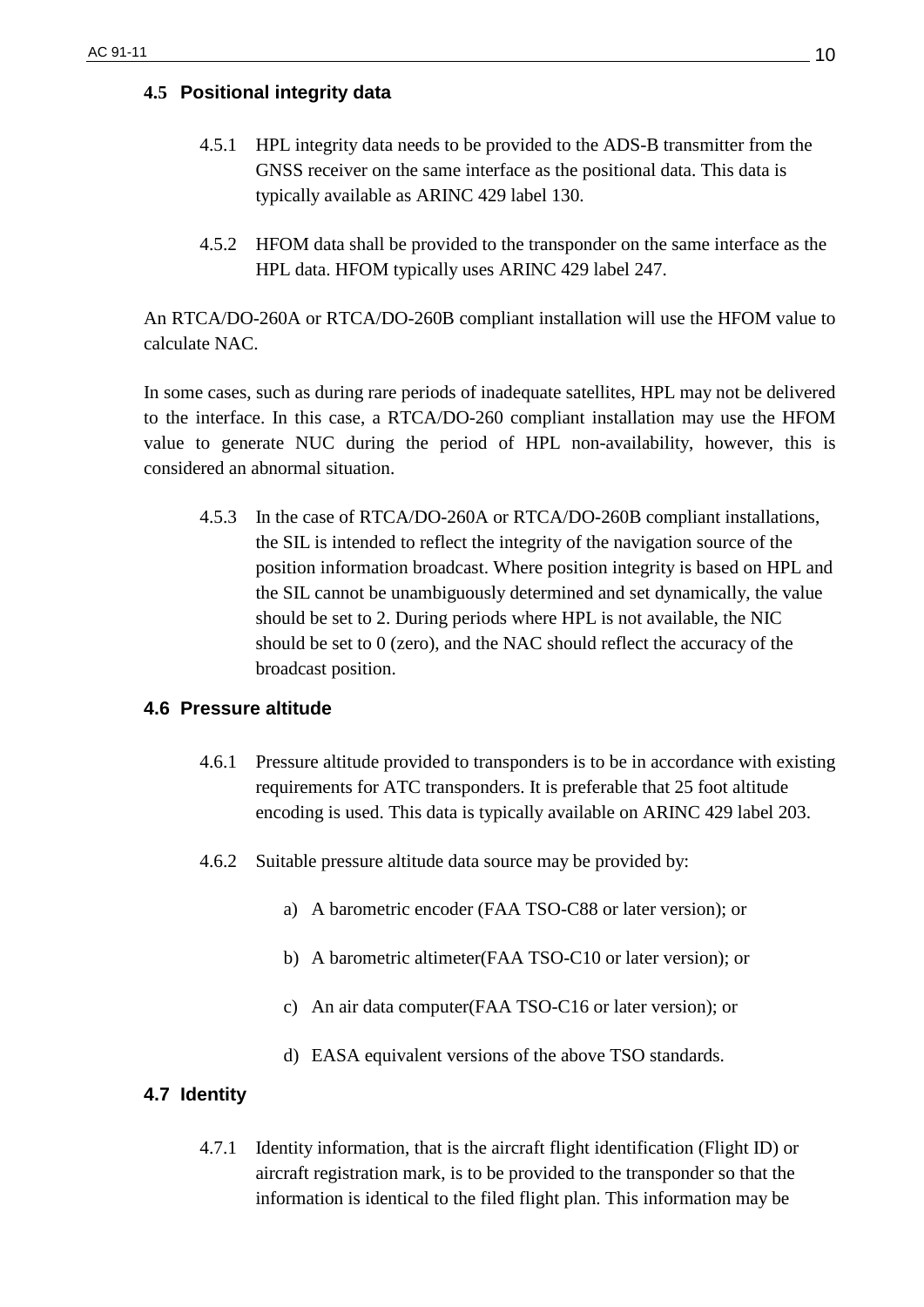## 4.5 Positional integrity data

4.5.1 HPL integrity data needs to be provided to the ADS-B transmitter from the GNSS receiver on the same interface as the positional data. This data is typically available as ARINC 429 label 130.

4.5.2 HFOM data shall be provided to the transponder on the same interface as the HPL data. HFOM typically uses ARINC 429 label 247.

An RTCA/DO-260A or RTCA/DO-260B compliant installation will use the HFOM value to calculate NAC.

In some cases, such as during rare periods of inadequate satellites, HPL may not be delivered to the interface. In this case, a RTCA/DO-260 compliant installation may use the HFOM value to generate NUC during the period of HPL non-availability, however, this is considered an abnormal situation.

4.5.3 In the case of RTCA/DO-260A or RTCA/DO-260B compliant installations, the SIL is intended to reflect the integrity of the navigation source of the position information broadcast. Where position integrity is based on HPL and the SIL cannot be unambiguously determined and set dynamically, the value should be set to 2. During periods where HPL is not available, the NIC should be set to 0 (zero), and the NAC should reflect the accuracy of the broadcast position.

## 4.6 Pressure altitude

4.6.1 Pressure altitude provided to transponders is to be in accordance with existing requirements for ATC transponders. It is preferable that 25 foot altitude encoding is used. This data is typically available on ARINC 429 label 203.

4.6.2 Suitable pressure altitude data source may be provided by:

a) A barometric encoder (FAA TSO-C88 or later version); or

b) A barometric altimeter(FAA TSO-C10 or later version); or

c) An air data computer(FAA TSO-C16 or later version); or

d) EASA equivalent versions of the above TSO standards.

## 4.7 Identity

4.7.1 Identity information, that is the aircraft flight identification (Flight ID) or aircraft registration mark, is to be provided to the transponder so that the information is identical to the filed flight plan. This information may be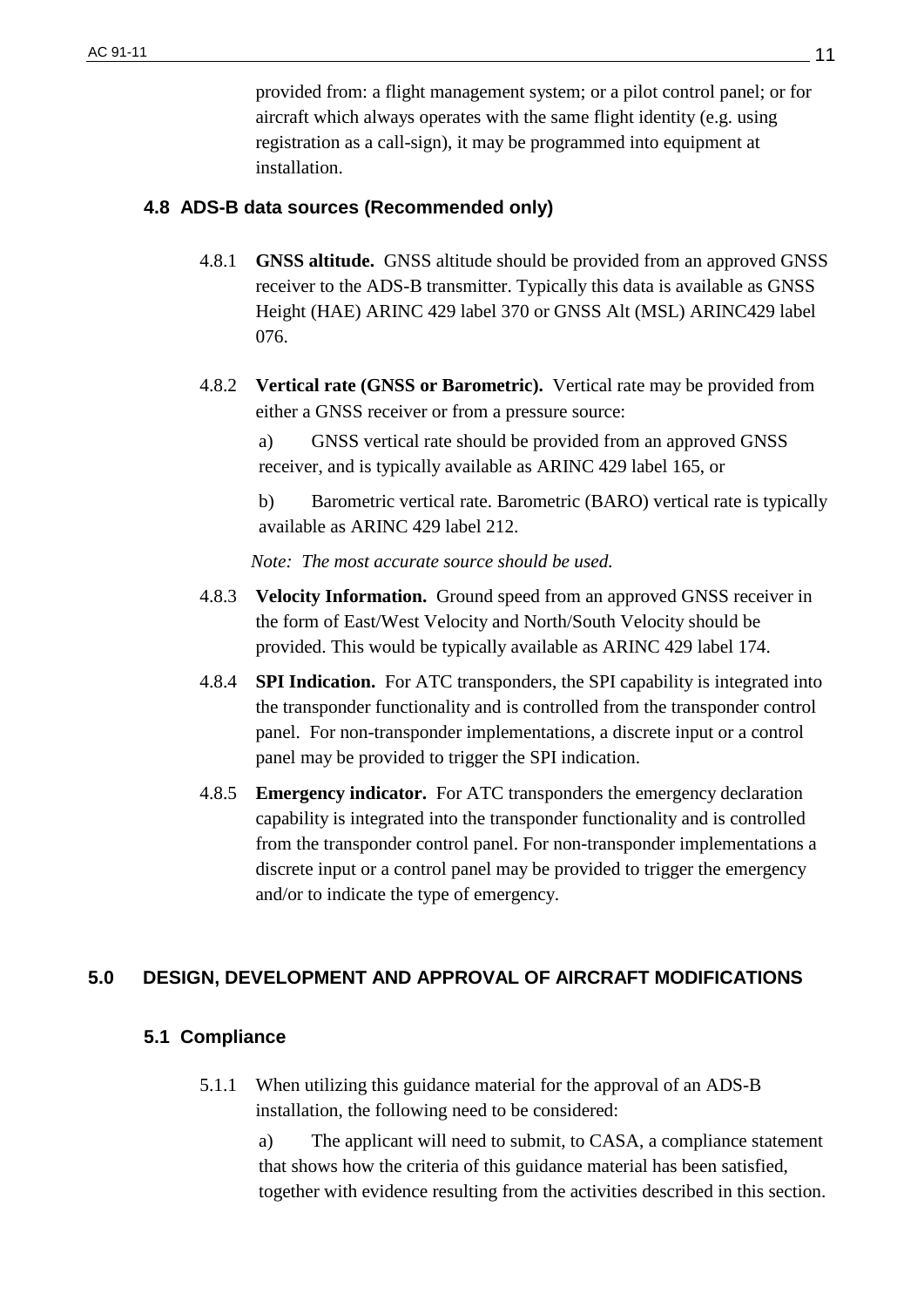provided from: a flight management system; or a pilot control panel; or for aircraft which always operates with the same flight identity (e.g. using registration as a call-sign), it may be programmed into equipment at installation.

### 4.8 ADS-B data sources (Recommended only)

4.8.1 **GNSS altitude.** GNSS altitude should be provided from an approved GNSS receiver to the ADS-B transmitter. Typically this data is available as GNSS Height (HAE) ARINC 429 label 370 or GNSS Alt (MSL) ARINC429 label 076.

4.8.2 **Vertical rate (GNSS or Barometric).** Vertical rate may be provided from either a GNSS receiver or from a pressure source:

a) GNSS vertical rate should be provided from an approved GNSS receiver, and is typically available as ARINC 429 label 165, or

b) Barometric vertical rate. Barometric (BARO) vertical rate is typically available as ARINC 429 label 212.

*Note: The most accurate source should be used.*

4.8.3 **Velocity Information.** Ground speed from an approved GNSS receiver in the form of East/West Velocity and North/South Velocity should be provided. This would be typically available as ARINC 429 label 174.

4.8.4 **SPI Indication.** For ATC transponders, the SPI capability is integrated into the transponder functionality and is controlled from the transponder control panel. For non-transponder implementations, a discrete input or a control panel may be provided to trigger the SPI indication.

4.8.5 **Emergency indicator.** For ATC transponders the emergency declaration capability is integrated into the transponder functionality and is controlled from the transponder control panel. For non-transponder implementations a discrete input or a control panel may be provided to trigger the emergency and/or to indicate the type of emergency.

## 5.0 DESIGN, DEVELOPMENT AND APPROVAL OF AIRCRAFT MODIFICATIONS

### 5.1 Compliance

5.1.1 When utilizing this guidance material for the approval of an ADS-B installation, the following need to be considered:

a) The applicant will need to submit, to CASA, a compliance statement that shows how the criteria of this guidance material has been satisfied, together with evidence resulting from the activities described in this section.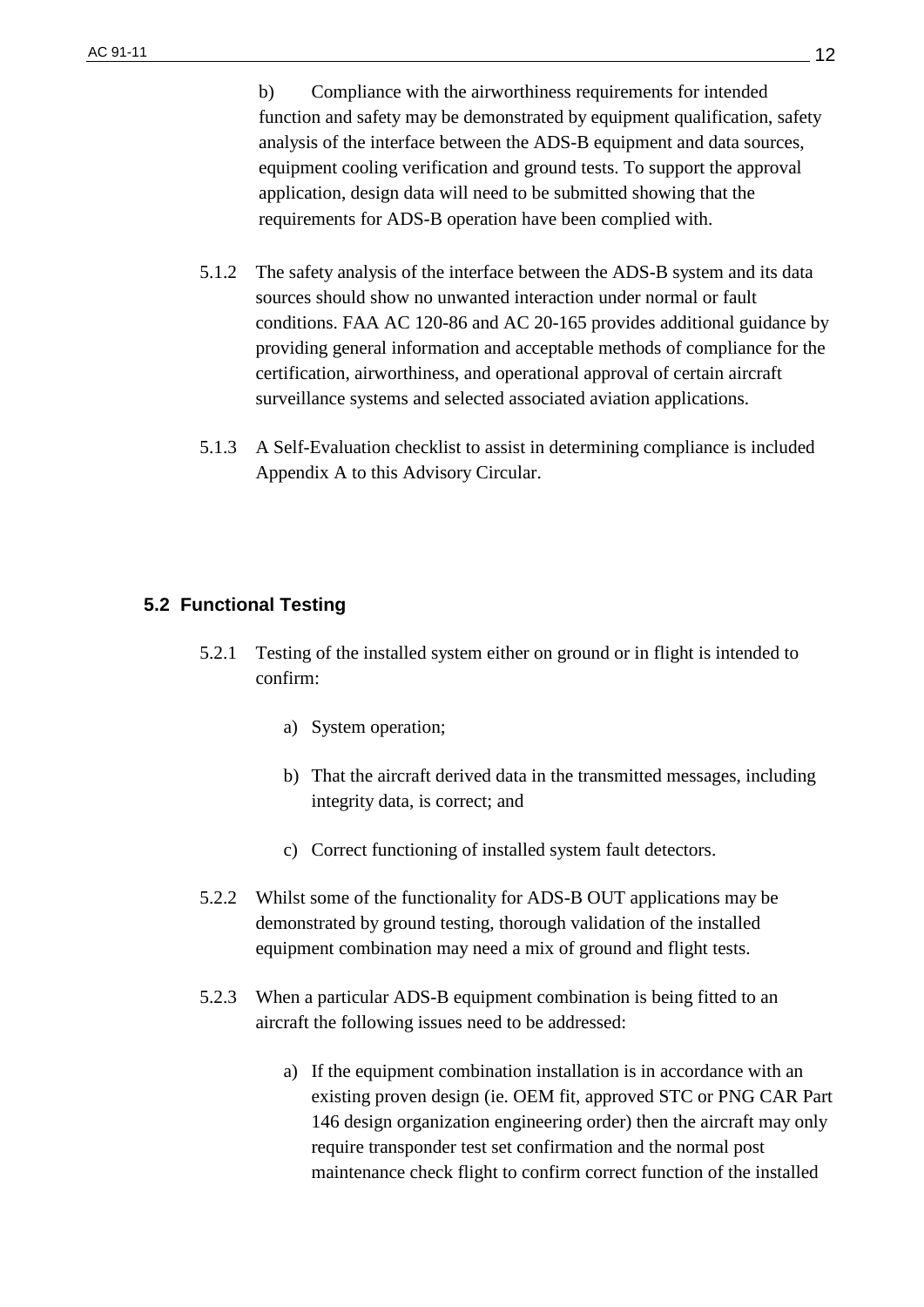b) Compliance with the airworthiness requirements for intended function and safety may be demonstrated by equipment qualification, safety analysis of the interface between the ADS-B equipment and data sources, equipment cooling verification and ground tests. To support the approval application, design data will need to be submitted showing that the requirements for ADS-B operation have been complied with.

5.1.2 The safety analysis of the interface between the ADS-B system and its data sources should show no unwanted interaction under normal or fault conditions. FAA AC 120-86 and AC 20-165 provides additional guidance by providing general information and acceptable methods of compliance for the certification, airworthiness, and operational approval of certain aircraft surveillance systems and selected associated aviation applications.

5.1.3 A Self-Evaluation checklist to assist in determining compliance is included Appendix A to this Advisory Circular.

## 5.2 Functional Testing

5.2.1 Testing of the installed system either on ground or in flight is intended to confirm:

a) System operation;

b) That the aircraft derived data in the transmitted messages, including integrity data, is correct; and

c) Correct functioning of installed system fault detectors.

5.2.2 Whilst some of the functionality for ADS-B OUT applications may be demonstrated by ground testing, thorough validation of the installed equipment combination may need a mix of ground and flight tests.

5.2.3 When a particular ADS-B equipment combination is being fitted to an aircraft the following issues need to be addressed:

a) If the equipment combination installation is in accordance with an existing proven design (ie. OEM fit, approved STC or PNG CAR Part 146 design organization engineering order) then the aircraft may only require transponder test set confirmation and the normal post maintenance check flight to confirm correct function of the installed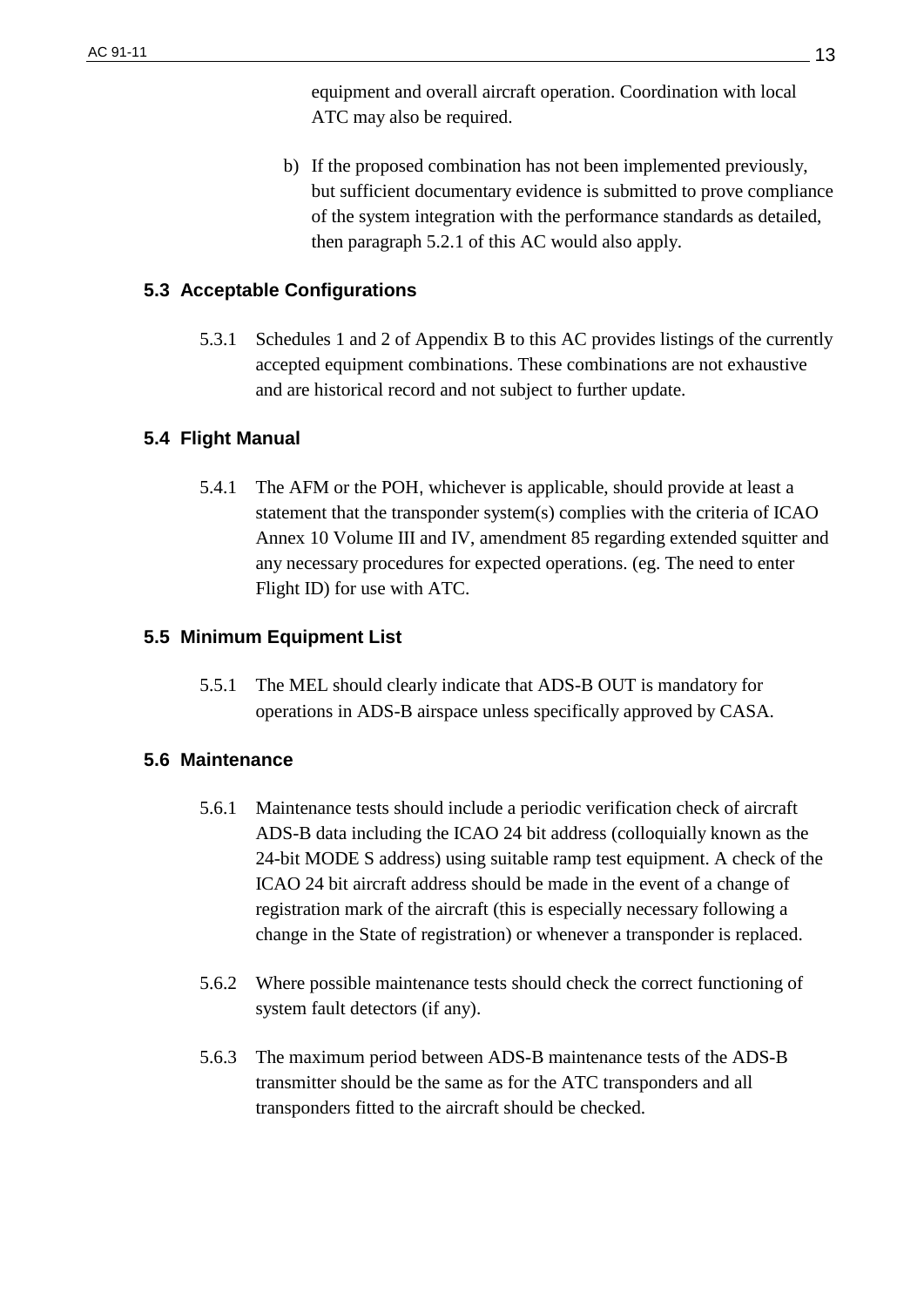equipment and overall aircraft operation. Coordination with local ATC may also be required.

b) If the proposed combination has not been implemented previously, but sufficient documentary evidence is submitted to prove compliance of the system integration with the performance standards as detailed, then paragraph 5.2.1 of this AC would also apply.

### 5.3 Acceptable Configurations

5.3.1 Schedules 1 and 2 of Appendix B to this AC provides listings of the currently accepted equipment combinations. These combinations are not exhaustive and are historical record and not subject to further update.

### 5.4 Flight Manual

5.4.1 The AFM or the POH, whichever is applicable, should provide at least a statement that the transponder system(s) complies with the criteria of ICAO Annex 10 Volume III and IV, amendment 85 regarding extended squitter and any necessary procedures for expected operations. (eg. The need to enter Flight ID) for use with ATC.

### 5.5 Minimum Equipment List

5.5.1 The MEL should clearly indicate that ADS-B OUT is mandatory for operations in ADS-B airspace unless specifically approved by CASA.

### 5.6 Maintenance

5.6.1 Maintenance tests should include a periodic verification check of aircraft ADS-B data including the ICAO 24 bit address (colloquially known as the 24-bit MODE S address) using suitable ramp test equipment. A check of the ICAO 24 bit aircraft address should be made in the event of a change of registration mark of the aircraft (this is especially necessary following a change in the State of registration) or whenever a transponder is replaced.

5.6.2 Where possible maintenance tests should check the correct functioning of system fault detectors (if any).

5.6.3 The maximum period between ADS-B maintenance tests of the ADS-B transmitter should be the same as for the ATC transponders and all transponders fitted to the aircraft should be checked.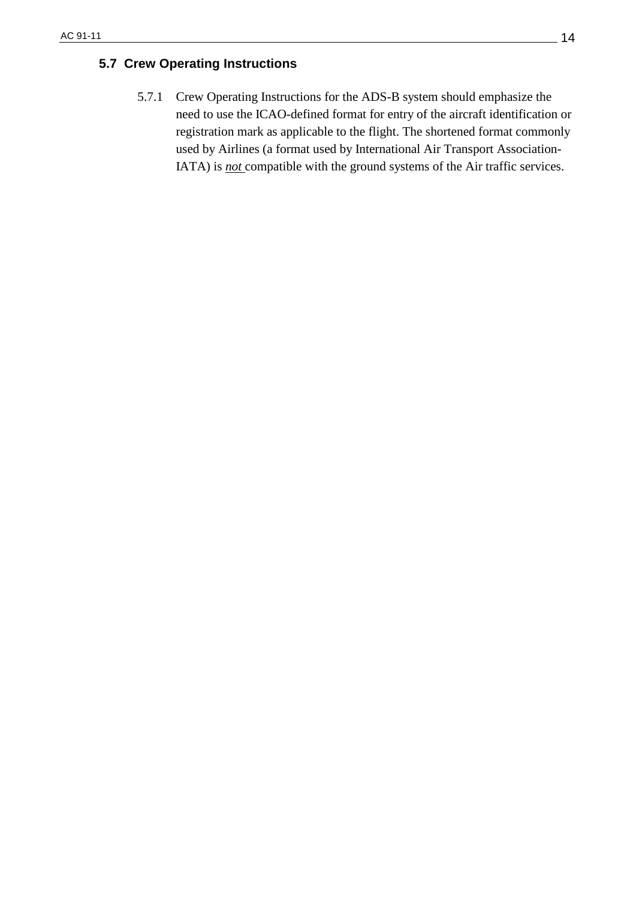## 5.7 Crew Operating Instructions

5.7.1 Crew Operating Instructions for the ADS-B system should emphasize the need to use the ICAO-defined format for entry of the aircraft identification or registration mark as applicable to the flight. The shortened format commonly used by Airlines (a format used by International Air Transport Association-IATA) is ***not*** compatible with the ground systems of the Air traffic services.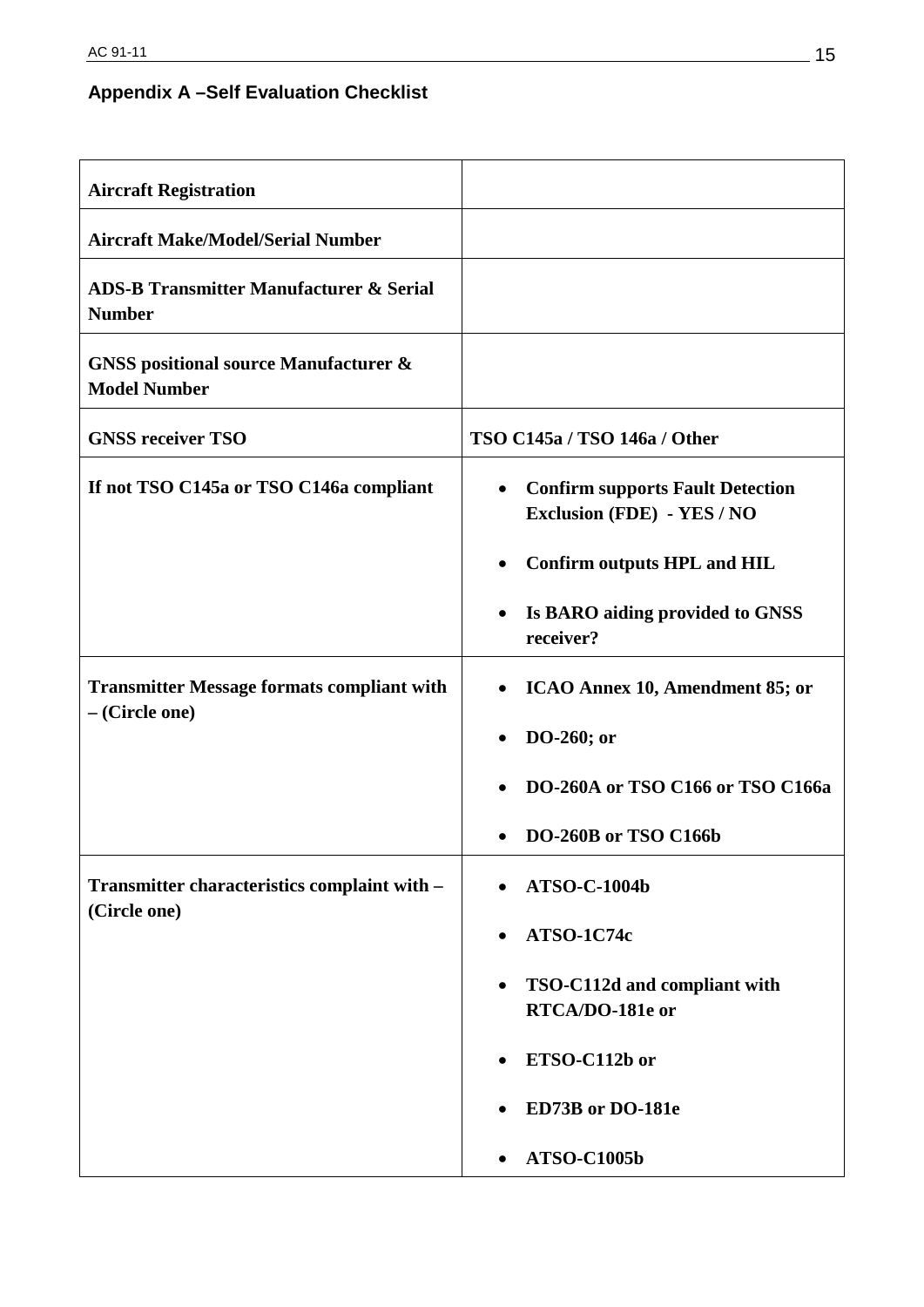## Appendix A –Self Evaluation Checklist

| | |
|---|---|
| **Aircraft Registration** | |
| **Aircraft Make/Model/Serial Number** | |
| **ADS-B Transmitter Manufacturer & Serial Number** | |
| **GNSS positional source Manufacturer & Model Number** | |
| **GNSS receiver TSO** | **TSO C145a / TSO 146a / Other** |
| **If not TSO C145a or TSO C146a compliant** | • **Confirm supports Fault Detection Exclusion (FDE) - YES / NO**<br>• **Confirm outputs HPL and HIL**<br>• **Is BARO aiding provided to GNSS receiver?** |
| **Transmitter Message formats compliant with – (Circle one)** | • **ICAO Annex 10, Amendment 85; or**<br>• **DO-260; or**<br>• **DO-260A or TSO C166 or TSO C166a**<br>• **DO-260B or TSO C166b** |
| **Transmitter characteristics complaint with – (Circle one)** | • **ATSO-C-1004b**<br>• **ATSO-1C74c**<br>• **TSO-C112d and compliant with RTCA/DO-181e or**<br>• **ETSO-C112b or**<br>• **ED73B or DO-181e**<br>• **ATSO-C1005b** |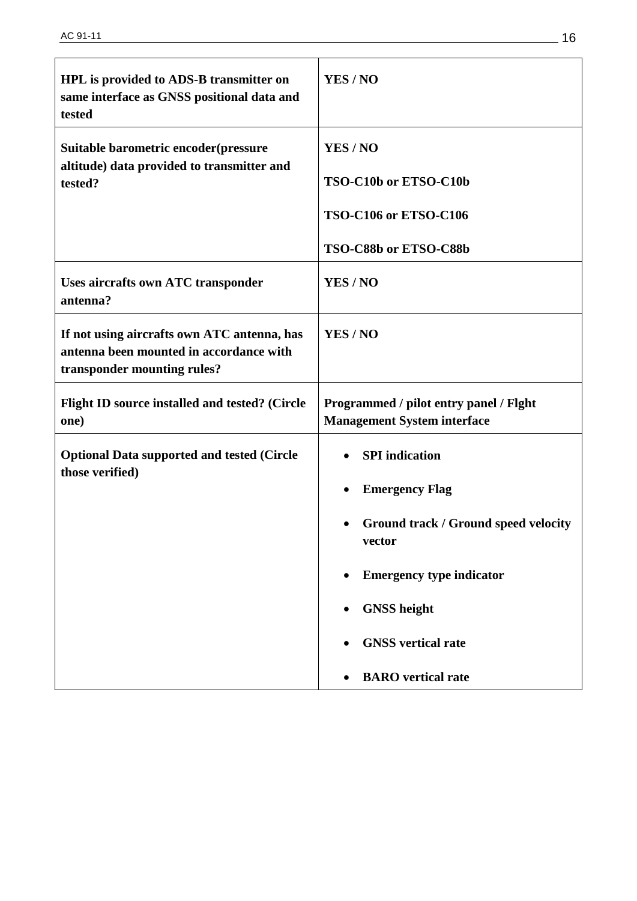| **HPL is provided to ADS-B transmitter on same interface as GNSS positional data and tested** | **YES / NO** |
|---|---|
| **Suitable barometric encoder(pressure altitude) data provided to transmitter and tested?** | **YES / NO**<br><br>**TSO-C10b or ETSO-C10b**<br><br>**TSO-C106 or ETSO-C106**<br><br>**TSO-C88b or ETSO-C88b** |
| **Uses aircrafts own ATC transponder antenna?** | **YES / NO** |
| **If not using aircrafts own ATC antenna, has antenna been mounted in accordance with transponder mounting rules?** | **YES / NO** |
| **Flight ID source installed and tested? (Circle one)** | **Programmed / pilot entry panel / Flght Management System interface** |
| **Optional Data supported and tested (Circle those verified)** | • **SPI indication**<br>• **Emergency Flag**<br>• **Ground track / Ground speed velocity vector**<br>• **Emergency type indicator**<br>• **GNSS height**<br>• **GNSS vertical rate**<br>• **BARO vertical rate** |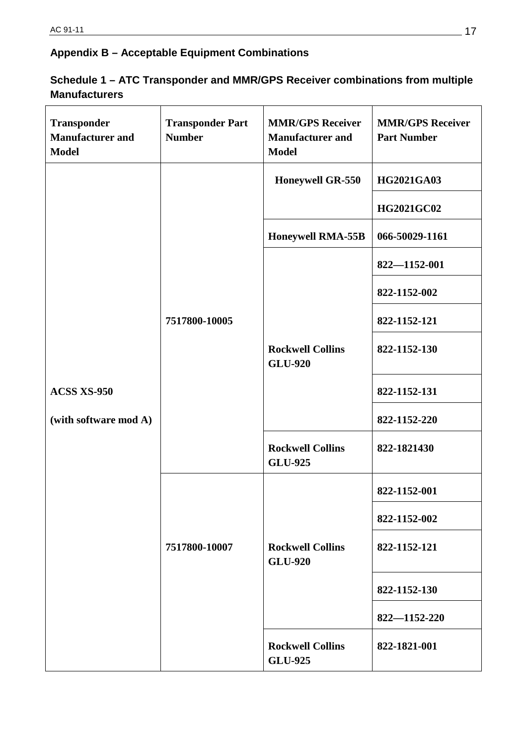## Appendix B – Acceptable Equipment Combinations

### Schedule 1 – ATC Transponder and MMR/GPS Receiver combinations from multiple Manufacturers

| Transponder Manufacturer and Model | Transponder Part Number | MMR/GPS Receiver Manufacturer and Model | MMR/GPS Receiver Part Number |
|---|---|---|---|
| ACSS XS-950 (with software mod A) | 7517800-10005 | Honeywell GR-550 | HG2021GA03 |
| | | | HG2021GC02 |
| | | Honeywell RMA-55B | 066-50029-1161 |
| | | Rockwell Collins GLU-920 | 822—1152-001 |
| | | | 822-1152-002 |
| | | | 822-1152-121 |
| | | | 822-1152-130 |
| | | | 822-1152-131 |
| | | | 822-1152-220 |
| | | Rockwell Collins GLU-925 | 822-1821430 |
| | 7517800-10007 | Rockwell Collins GLU-920 | 822-1152-001 |
| | | | 822-1152-002 |
| | | | 822-1152-121 |
| | | | 822-1152-130 |
| | | | 822—1152-220 |
| | | Rockwell Collins GLU-925 | 822-1821-001 |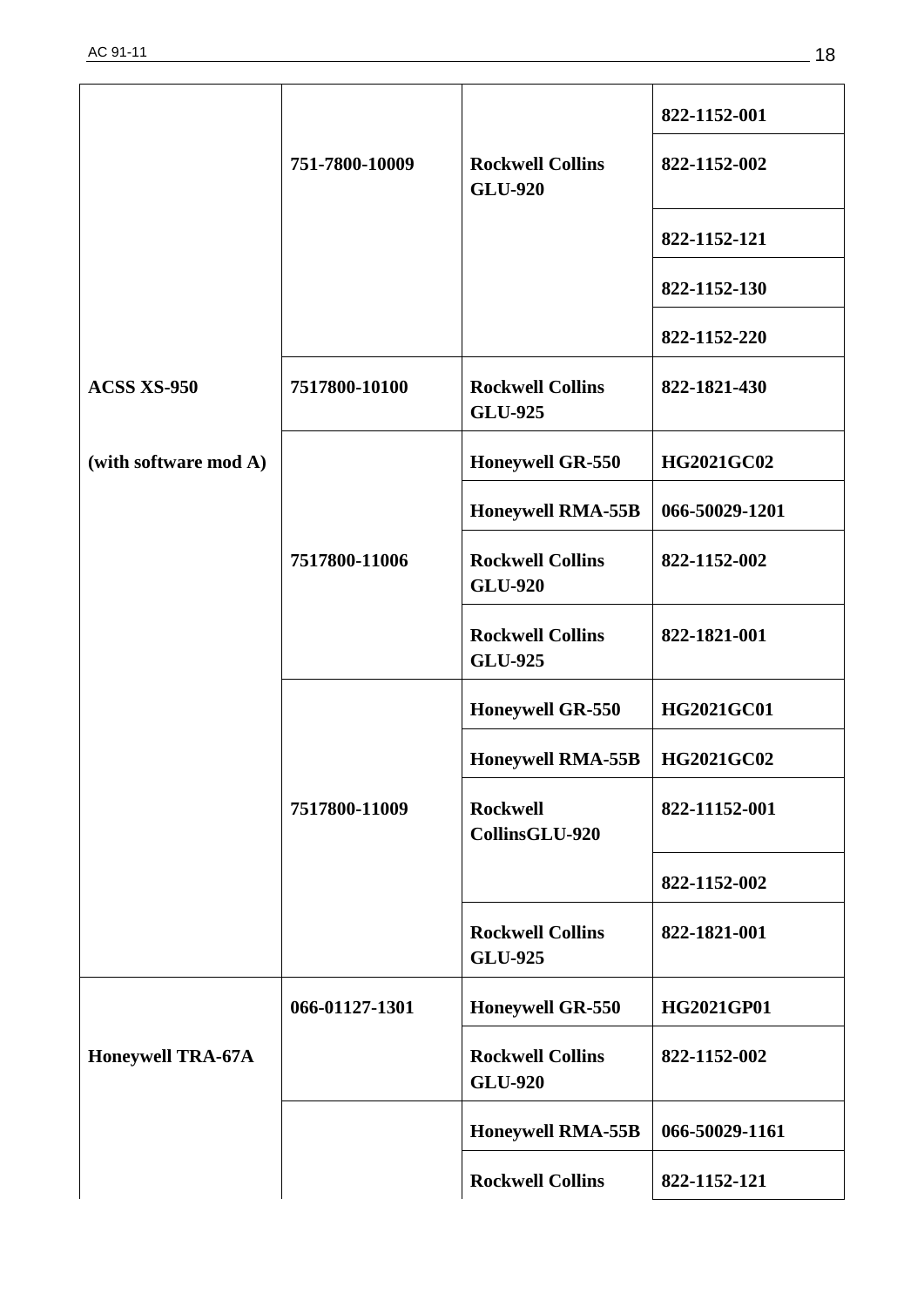| | | | |
|---|---|---|---|
| | 751-7800-10009 | Rockwell Collins GLU-920 | 822-1152-001 |
| | | | 822-1152-002 |
| | | | 822-1152-121 |
| | | | 822-1152-130 |
| | | | 822-1152-220 |
| ACSS XS-950 | 7517800-10100 | Rockwell Collins GLU-925 | 822-1821-430 |
| (with software mod A) | 7517800-11006 | Honeywell GR-550 | HG2021GC02 |
| | | Honeywell RMA-55B | 066-50029-1201 |
| | | Rockwell Collins GLU-920 | 822-1152-002 |
| | | Rockwell Collins GLU-925 | 822-1821-001 |
| | 7517800-11009 | Honeywell GR-550 | HG2021GC01 |
| | | Honeywell RMA-55B | HG2021GC02 |
| | | Rockwell CollinsGLU-920 | 822-11152-001 |
| | | | 822-1152-002 |
| | | Rockwell Collins GLU-925 | 822-1821-001 |
| Honeywell TRA-67A | 066-01127-1301 | Honeywell GR-550 | HG2021GP01 |
| | | Rockwell Collins GLU-920 | 822-1152-002 |
| | | Honeywell RMA-55B | 066-50029-1161 |
| | | Rockwell Collins | 822-1152-121 |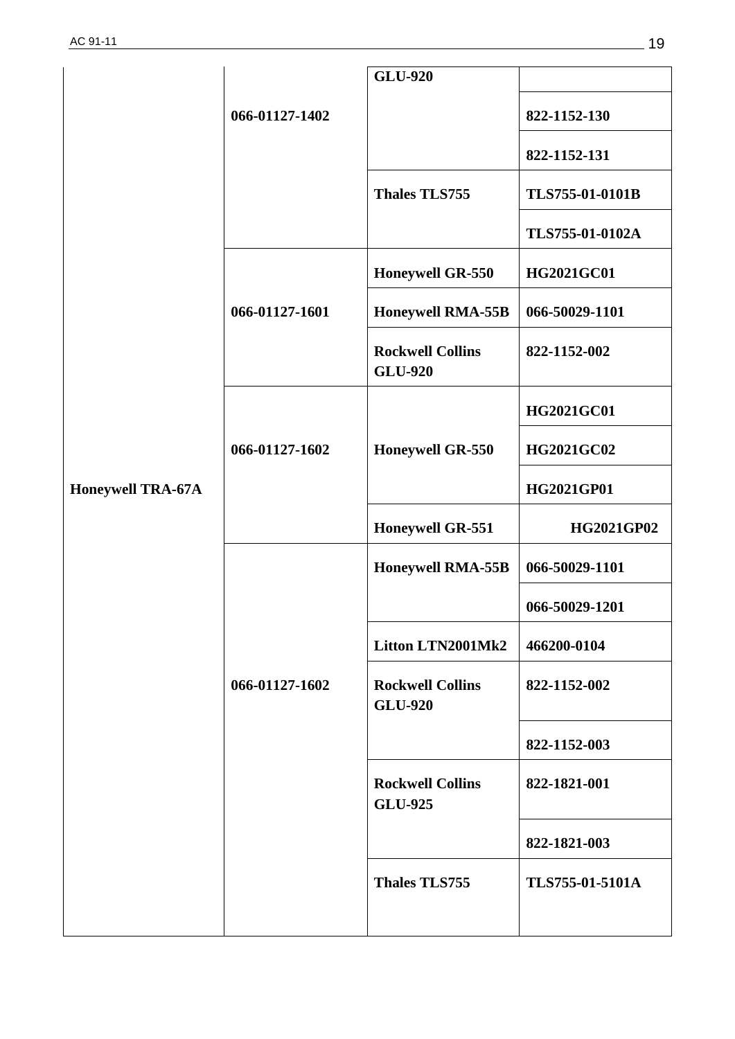| | | | |
|---|---|---|---|
| Honeywell TRA-67A | 066-01127-1402 | GLU-920 | |
| | | | 822-1152-130 |
| | | | 822-1152-131 |
| | | Thales TLS755 | TLS755-01-0101B |
| | | | TLS755-01-0102A |
| | 066-01127-1601 | Honeywell GR-550 | HG2021GC01 |
| | | Honeywell RMA-55B | 066-50029-1101 |
| | | Rockwell Collins GLU-920 | 822-1152-002 |
| | 066-01127-1602 | Honeywell GR-550 | HG2021GC01 |
| | | | HG2021GC02 |
| | | | HG2021GP01 |
| | | Honeywell GR-551 | HG2021GP02 |
| | 066-01127-1602 | Honeywell RMA-55B | 066-50029-1101 |
| | | | 066-50029-1201 |
| | | Litton LTN2001Mk2 | 466200-0104 |
| | | Rockwell Collins GLU-920 | 822-1152-002 |
| | | | 822-1152-003 |
| | | Rockwell Collins GLU-925 | 822-1821-001 |
| | | | 822-1821-003 |
| | | Thales TLS755 | TLS755-01-5101A |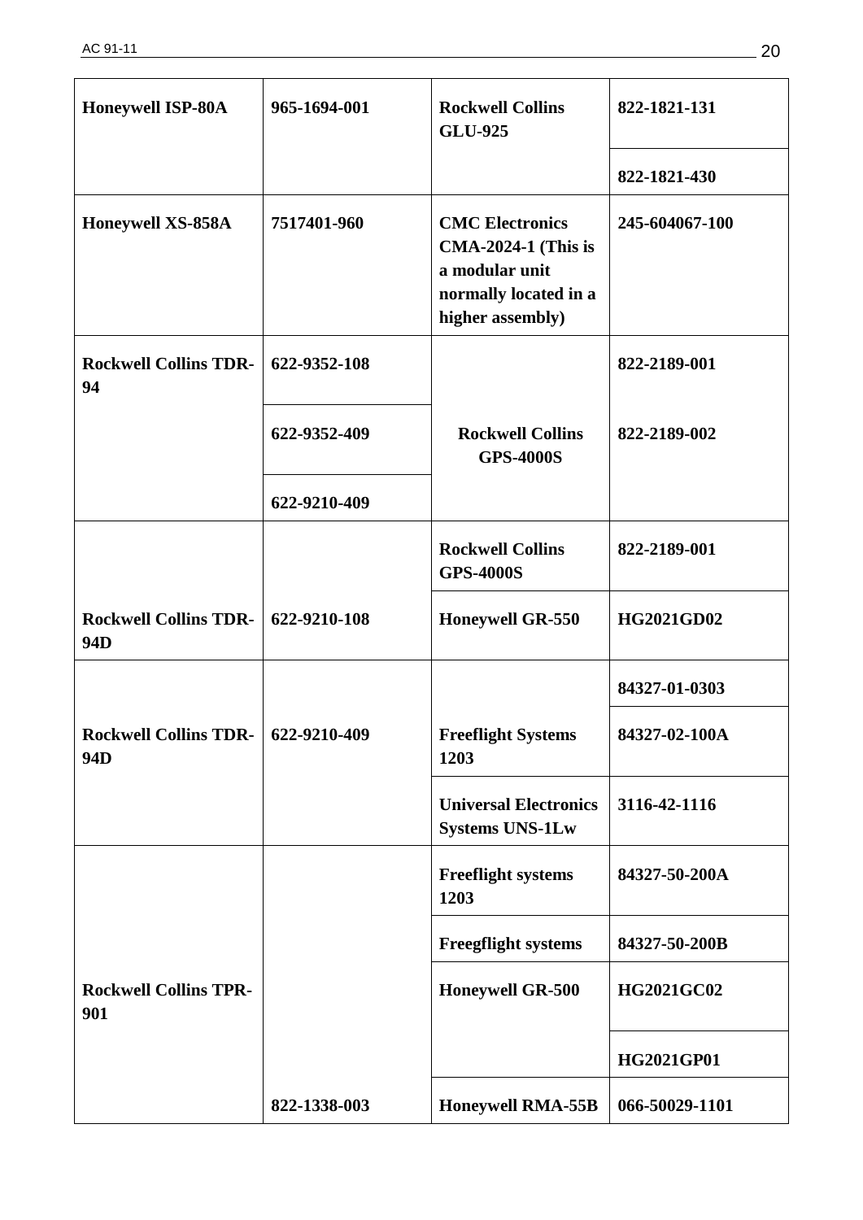| Honeywell ISP-80A | 965-1694-001 | Rockwell Collins GLU-925 | 822-1821-131 |
|---|---|---|---|
| | | | 822-1821-430 |
| Honeywell XS-858A | 7517401-960 | CMC Electronics CMA-2024-1 (This is a modular unit normally located in a higher assembly) | 245-604067-100 |
| Rockwell Collins TDR-94 | 622-9352-108 | Rockwell Collins GPS-4000S | 822-2189-001 |
| | 622-9352-409 | | 822-2189-002 |
| | 622-9210-409 | | |
| Rockwell Collins TDR-94D | 622-9210-108 | Rockwell Collins GPS-4000S | 822-2189-001 |
| | | Honeywell GR-550 | HG2021GD02 |
| Rockwell Collins TDR-94D | 622-9210-409 | Freeflight Systems 1203 | 84327-01-0303 |
| | | | 84327-02-100A |
| | | Universal Electronics Systems UNS-1Lw | 3116-42-1116 |
| Rockwell Collins TPR-901 | 822-1338-003 | Freeflight systems 1203 | 84327-50-200A |
| | | Freegflight systems | 84327-50-200B |
| | | Honeywell GR-500 | HG2021GC02 |
| | | | HG2021GP01 |
| | | Honeywell RMA-55B | 066-50029-1101 |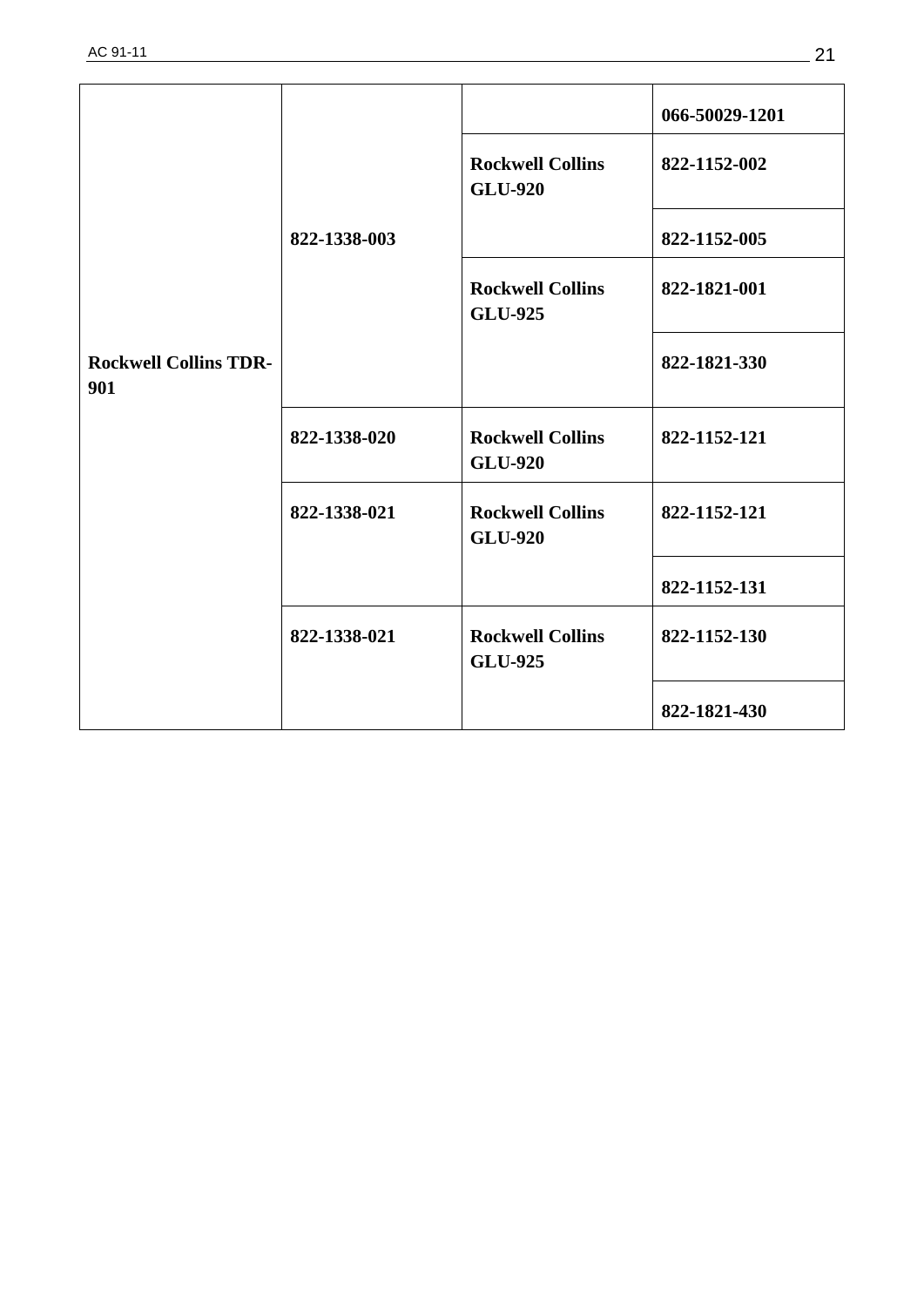| | | | |
|---|---|---|---|
| **Rockwell Collins TDR-901** | **822-1338-003** | | **066-50029-1201** |
| | | **Rockwell Collins GLU-920** | **822-1152-002** |
| | | | **822-1152-005** |
| | | **Rockwell Collins GLU-925** | **822-1821-001** |
| | | | **822-1821-330** |
| | **822-1338-020** | **Rockwell Collins GLU-920** | **822-1152-121** |
| | **822-1338-021** | **Rockwell Collins GLU-920** | **822-1152-121** |
| | | | **822-1152-131** |
| | **822-1338-021** | **Rockwell Collins GLU-925** | **822-1152-130** |
| | | | **822-1821-430** |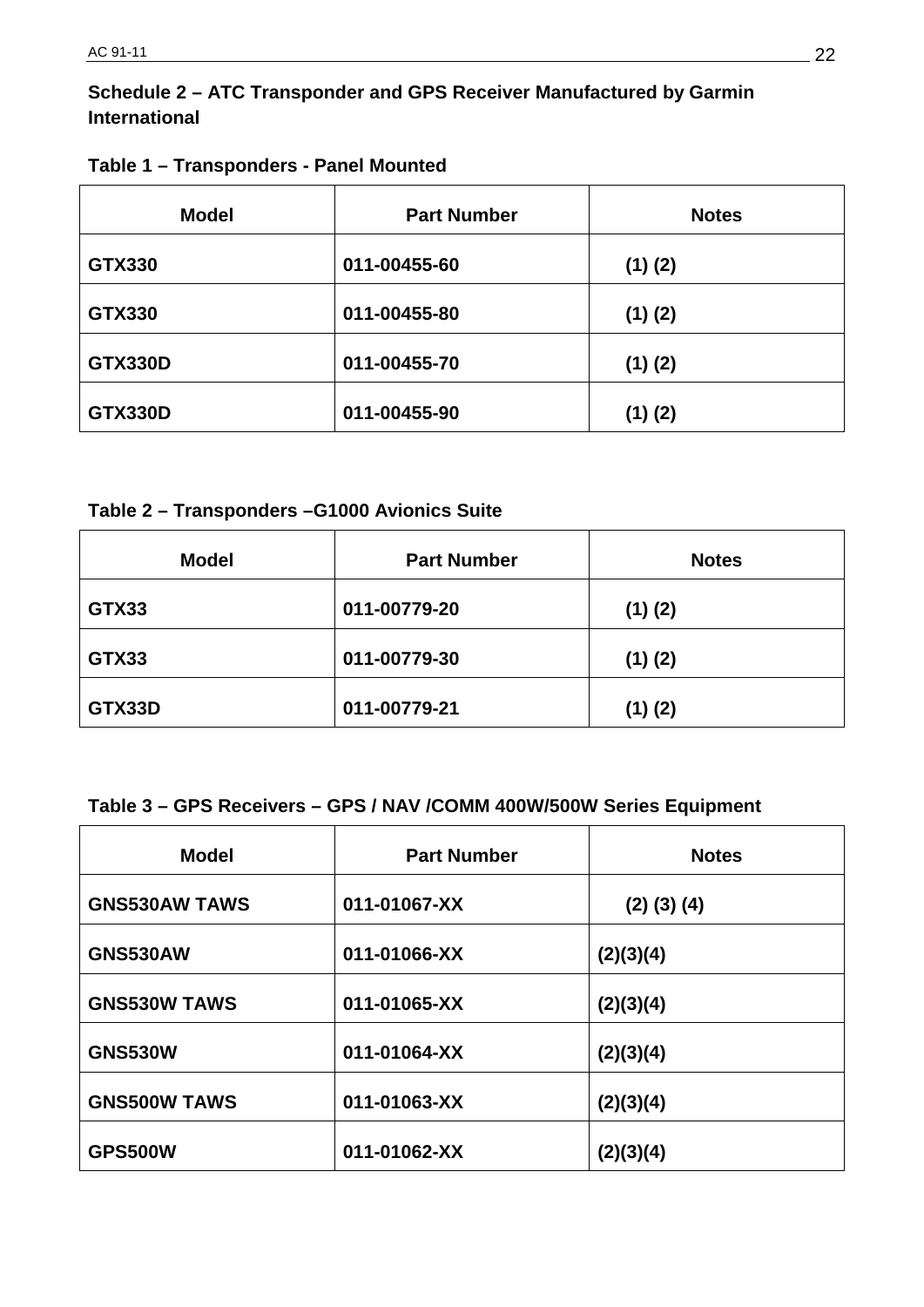## Schedule 2 – ATC Transponder and GPS Receiver Manufactured by Garmin International

**Table 1 – Transponders - Panel Mounted**

| Model | Part Number | Notes |
|---|---|---|
| GTX330 | 011-00455-60 | (1) (2) |
| GTX330 | 011-00455-80 | (1) (2) |
| GTX330D | 011-00455-70 | (1) (2) |
| GTX330D | 011-00455-90 | (1) (2) |

**Table 2 – Transponders –G1000 Avionics Suite**

| Model | Part Number | Notes |
|---|---|---|
| GTX33 | 011-00779-20 | (1) (2) |
| GTX33 | 011-00779-30 | (1) (2) |
| GTX33D | 011-00779-21 | (1) (2) |

**Table 3 – GPS Receivers – GPS / NAV /COMM 400W/500W Series Equipment**

| Model | Part Number | Notes |
|---|---|---|
| GNS530AW TAWS | 011-01067-XX | (2) (3) (4) |
| GNS530AW | 011-01066-XX | (2)(3)(4) |
| GNS530W TAWS | 011-01065-XX | (2)(3)(4) |
| GNS530W | 011-01064-XX | (2)(3)(4) |
| GNS500W TAWS | 011-01063-XX | (2)(3)(4) |
| GPS500W | 011-01062-XX | (2)(3)(4) |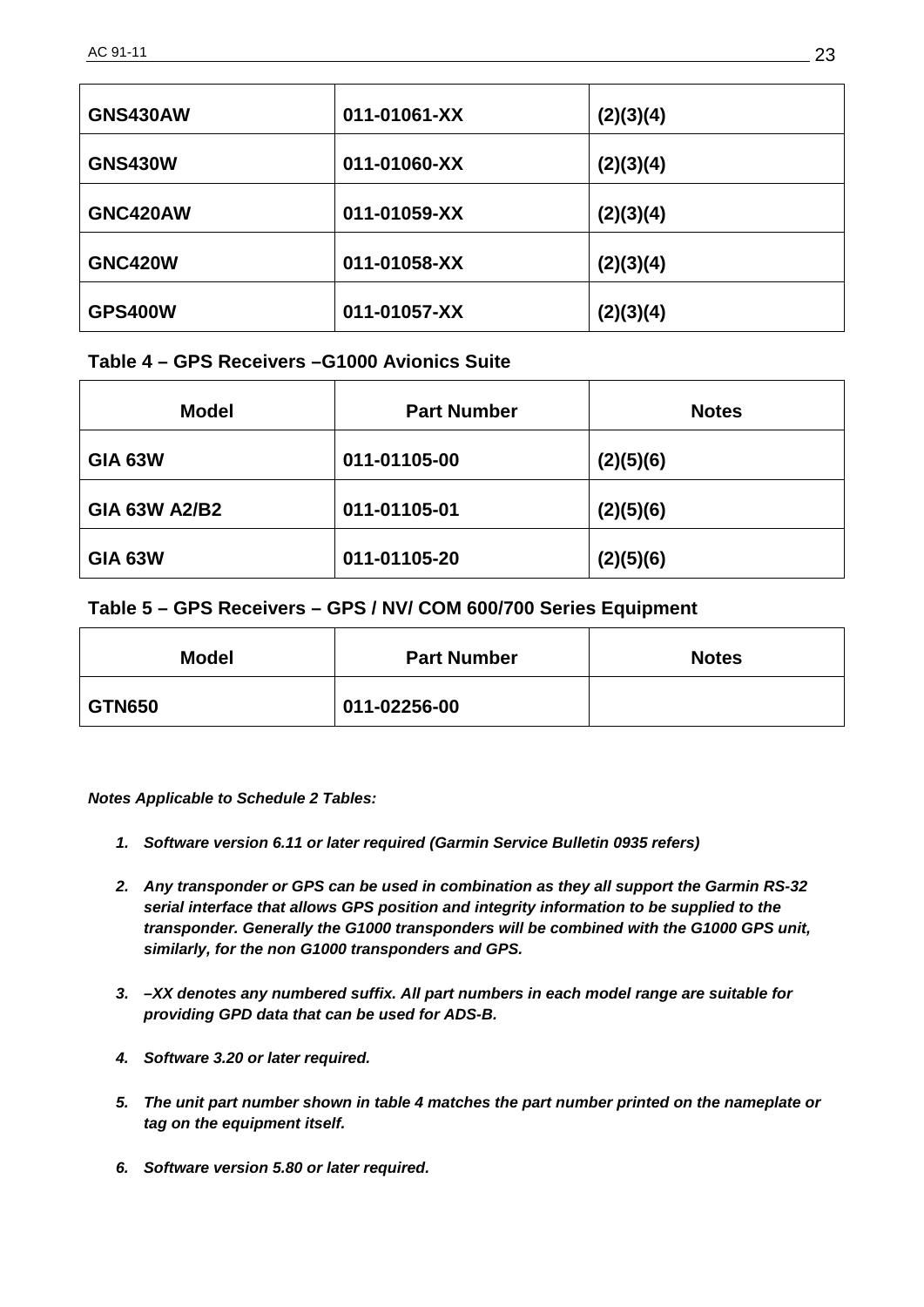| | | |
|---|---|---|
| GNS430AW | 011-01061-XX | (2)(3)(4) |
| GNS430W | 011-01060-XX | (2)(3)(4) |
| GNC420AW | 011-01059-XX | (2)(3)(4) |
| GNC420W | 011-01058-XX | (2)(3)(4) |
| GPS400W | 011-01057-XX | (2)(3)(4) |

**Table 4 – GPS Receivers –G1000 Avionics Suite**

| Model | Part Number | Notes |
|---|---|---|
| GIA 63W | 011-01105-00 | (2)(5)(6) |
| GIA 63W A2/B2 | 011-01105-01 | (2)(5)(6) |
| GIA 63W | 011-01105-20 | (2)(5)(6) |

**Table 5 – GPS Receivers – GPS / NV/ COM 600/700 Series Equipment**

| Model | Part Number | Notes |
|---|---|---|
| GTN650 | 011-02256-00 | |

***Notes Applicable to Schedule 2 Tables:***

1. ***Software version 6.11 or later required (Garmin Service Bulletin 0935 refers)***
2. ***Any transponder or GPS can be used in combination as they all support the Garmin RS-32 serial interface that allows GPS position and integrity information to be supplied to the transponder. Generally the G1000 transponders will be combined with the G1000 GPS unit, similarly, for the non G1000 transponders and GPS.***
3. ***–XX denotes any numbered suffix. All part numbers in each model range are suitable for providing GPD data that can be used for ADS-B.***
4. ***Software 3.20 or later required.***
5. ***The unit part number shown in table 4 matches the part number printed on the nameplate or tag on the equipment itself.***
6. ***Software version 5.80 or later required.***